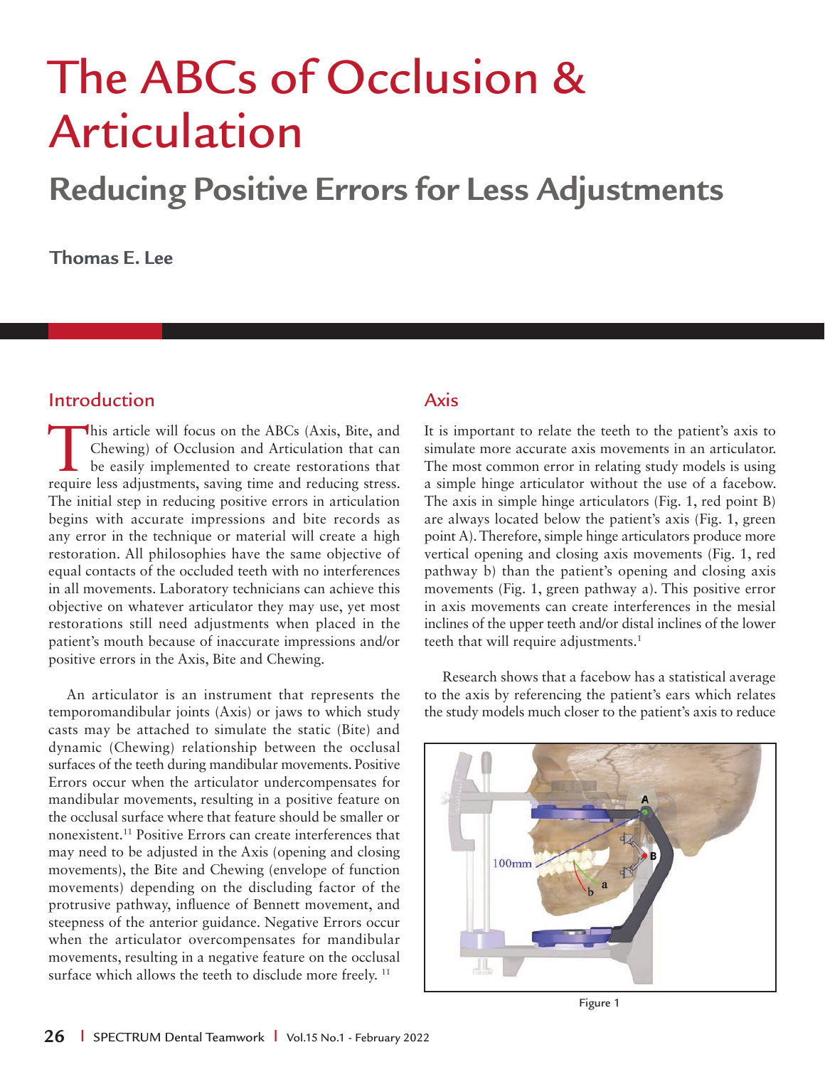# The ABCs of Occlusion & Articulation

## Reducing Positive Errors for Less Adjustments

**Thomas E. Lee**

### Introduction

This article will focus on the ABCs (Axis, Bite, and Chewing) of Occlusion and Articulation that can be easily implemented to create restorations that require less adjustments, saving time and reducing stress. The initial step in reducing positive errors in articulation begins with accurate impressions and bite records as any error in the technique or material will create a high restoration. All philosophies have the same objective of equal contacts of the occluded teeth with no interferences in all movements. Laboratory technicians can achieve this objective on whatever articulator they may use, yet most restorations still need adjustments when placed in the patient's mouth because of inaccurate impressions and/or positive errors in the Axis, Bite and Chewing.

An articulator is an instrument that represents the temporomandibular joints (Axis) or jaws to which study casts may be attached to simulate the static (Bite) and dynamic (Chewing) relationship between the occlusal surfaces of the teeth during mandibular movements. Positive Errors occur when the articulator undercompensates for mandibular movements, resulting in a positive feature on the occlusal surface where that feature should be smaller or nonexistent.[11] Positive Errors can create interferences that may need to be adjusted in the Axis (opening and closing movements), the Bite and Chewing (envelope of function movements) depending on the discluding factor of the protrusive pathway, influence of Bennett movement, and steepness of the anterior guidance. Negative Errors occur when the articulator overcompensates for mandibular movements, resulting in a negative feature on the occlusal surface which allows the teeth to disclude more freely.[11]

### Axis

It is important to relate the teeth to the patient's axis to simulate more accurate axis movements in an articulator. The most common error in relating study models is using a simple hinge articulator without the use of a facebow. The axis in simple hinge articulators (Fig. 1, red point B) are always located below the patient's axis (Fig. 1, green point A). Therefore, simple hinge articulators produce more vertical opening and closing axis movements (Fig. 1, red pathway b) than the patient's opening and closing axis movements (Fig. 1, green pathway a). This positive error in axis movements can create interferences in the mesial inclines of the upper teeth and/or distal inclines of the lower teeth that will require adjustments.[1]

Research shows that a facebow has a statistical average to the axis by referencing the patient's ears which relates the study models much closer to the patient's axis to reduce

Figure 1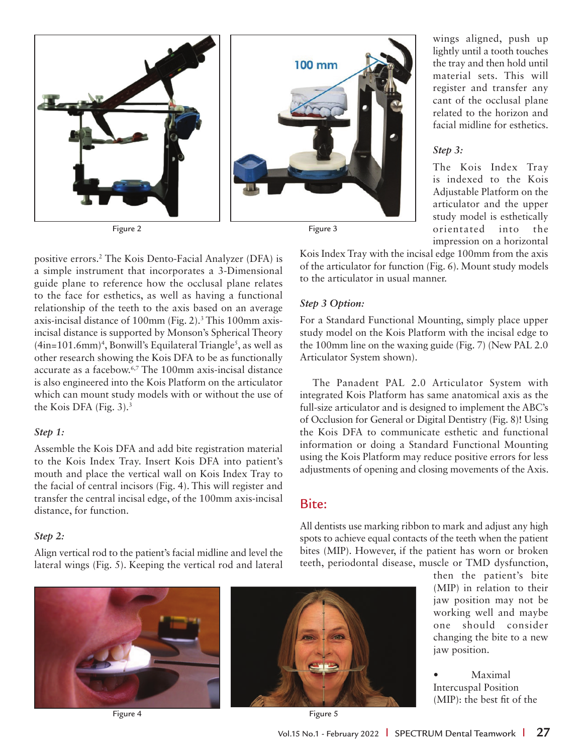wings aligned, push up lightly until a tooth touches the tray and then hold until material sets. This will register and transfer any cant of the occlusal plane related to the horizon and facial midline for esthetics.

Figure 2

Figure 3

positive errors.[2] The Kois Dento-Facial Analyzer (DFA) is a simple instrument that incorporates a 3-Dimensional guide plane to reference how the occlusal plane relates to the face for esthetics, as well as having a functional relationship of the teeth to the axis based on an average axis-incisal distance of 100mm (Fig. 2).[3] This 100mm axis-incisal distance is supported by Monson's Spherical Theory (4in=101.6mm)[4], Bonwill's Equilateral Triangle[5], as well as other research showing the Kois DFA to be as functionally accurate as a facebow.[6,7] The 100mm axis-incisal distance is also engineered into the Kois Platform on the articulator which can mount study models with or without the use of the Kois DFA (Fig. 3).[3]

*Step 1:*

Assemble the Kois DFA and add bite registration material to the Kois Index Tray. Insert Kois DFA into patient's mouth and place the vertical wall on Kois Index Tray to the facial of central incisors (Fig. 4). This will register and transfer the central incisal edge, of the 100mm axis-incisal distance, for function.

*Step 2:*

Align vertical rod to the patient's facial midline and level the lateral wings (Fig. 5). Keeping the vertical rod and lateral wings aligned, push up lightly until a tooth touches the tray and then hold until material sets. This will register and transfer any cant of the occlusal plane related to the horizon and facial midline for esthetics.

*Step 3:*

The Kois Index Tray is indexed to the Kois Adjustable Platform on the articulator and the upper study model is esthetically orientated into the impression on a horizontal Kois Index Tray with the incisal edge 100mm from the axis of the articulator for function (Fig. 6). Mount study models to the articulator in usual manner.

*Step 3 Option:*

For a Standard Functional Mounting, simply place upper study model on the Kois Platform with the incisal edge to the 100mm line on the waxing guide (Fig. 7) (New PAL 2.0 Articulator System shown).

The Panadent PAL 2.0 Articulator System with integrated Kois Platform has same anatomical axis as the full-size articulator and is designed to implement the ABC's of Occlusion for General or Digital Dentistry (Fig. 8)! Using the Kois DFA to communicate esthetic and functional information or doing a Standard Functional Mounting using the Kois Platform may reduce positive errors for less adjustments of opening and closing movements of the Axis.

## Bite:

All dentists use marking ribbon to mark and adjust any high spots to achieve equal contacts of the teeth when the patient bites (MIP). However, if the patient has worn or broken teeth, periodontal disease, muscle or TMD dysfunction, then the patient's bite (MIP) in relation to their jaw position may not be working well and maybe one should consider changing the bite to a new jaw position.

- Maximal Intercuspal Position (MIP): the best fit of the

Figure 4

Figure 5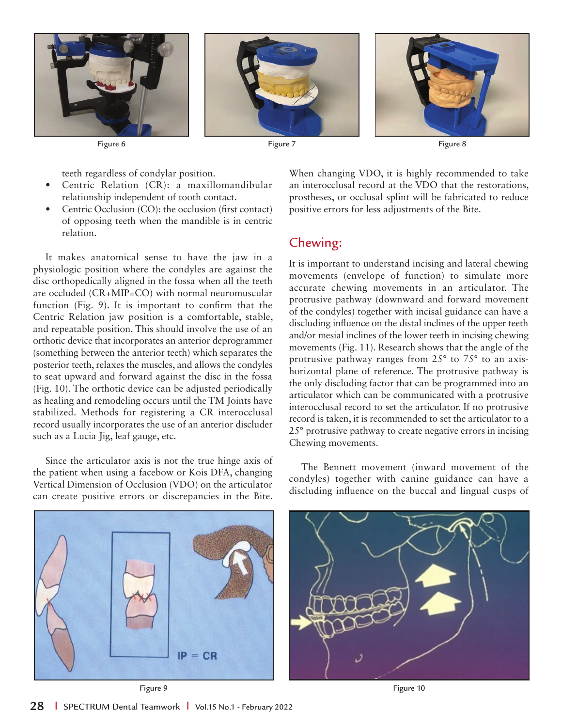Figure 6

Figure 7

Figure 8

teeth regardless of condylar position.

- Centric Relation (CR): a maxillomandibular relationship independent of tooth contact.
- Centric Occlusion (CO): the occlusion (first contact) of opposing teeth when the mandible is in centric relation.

It makes anatomical sense to have the jaw in a physiologic position where the condyles are against the disc orthopedically aligned in the fossa when all the teeth are occluded (CR+MIP=CO) with normal neuromuscular function (Fig. 9). It is important to confirm that the Centric Relation jaw position is a comfortable, stable, and repeatable position. This should involve the use of an orthotic device that incorporates an anterior deprogrammer (something between the anterior teeth) which separates the posterior teeth, relaxes the muscles, and allows the condyles to seat upward and forward against the disc in the fossa (Fig. 10). The orthotic device can be adjusted periodically as healing and remodeling occurs until the TM Joints have stabilized. Methods for registering a CR interocclusal record usually incorporates the use of an anterior discluder such as a Lucia Jig, leaf gauge, etc.

Since the articulator axis is not the true hinge axis of the patient when using a facebow or Kois DFA, changing Vertical Dimension of Occlusion (VDO) on the articulator can create positive errors or discrepancies in the Bite. When changing VDO, it is highly recommended to take an interocclusal record at the VDO that the restorations, prostheses, or occlusal splint will be fabricated to reduce positive errors for less adjustments of the Bite.

## Chewing:

It is important to understand incising and lateral chewing movements (envelope of function) to simulate more accurate chewing movements in an articulator. The protrusive pathway (downward and forward movement of the condyles) together with incisal guidance can have a discluding influence on the distal inclines of the upper teeth and/or mesial inclines of the lower teeth in incising chewing movements (Fig. 11). Research shows that the angle of the protrusive pathway ranges from 25° to 75° to an axis-horizontal plane of reference. The protrusive pathway is the only discluding factor that can be programmed into an articulator which can be communicated with a protrusive interocclusal record to set the articulator. If no protrusive record is taken, it is recommended to set the articulator to a 25° protrusive pathway to create negative errors in incising Chewing movements.

The Bennett movement (inward movement of the condyles) together with canine guidance can have a discluding influence on the buccal and lingual cusps of

Figure 9

Figure 10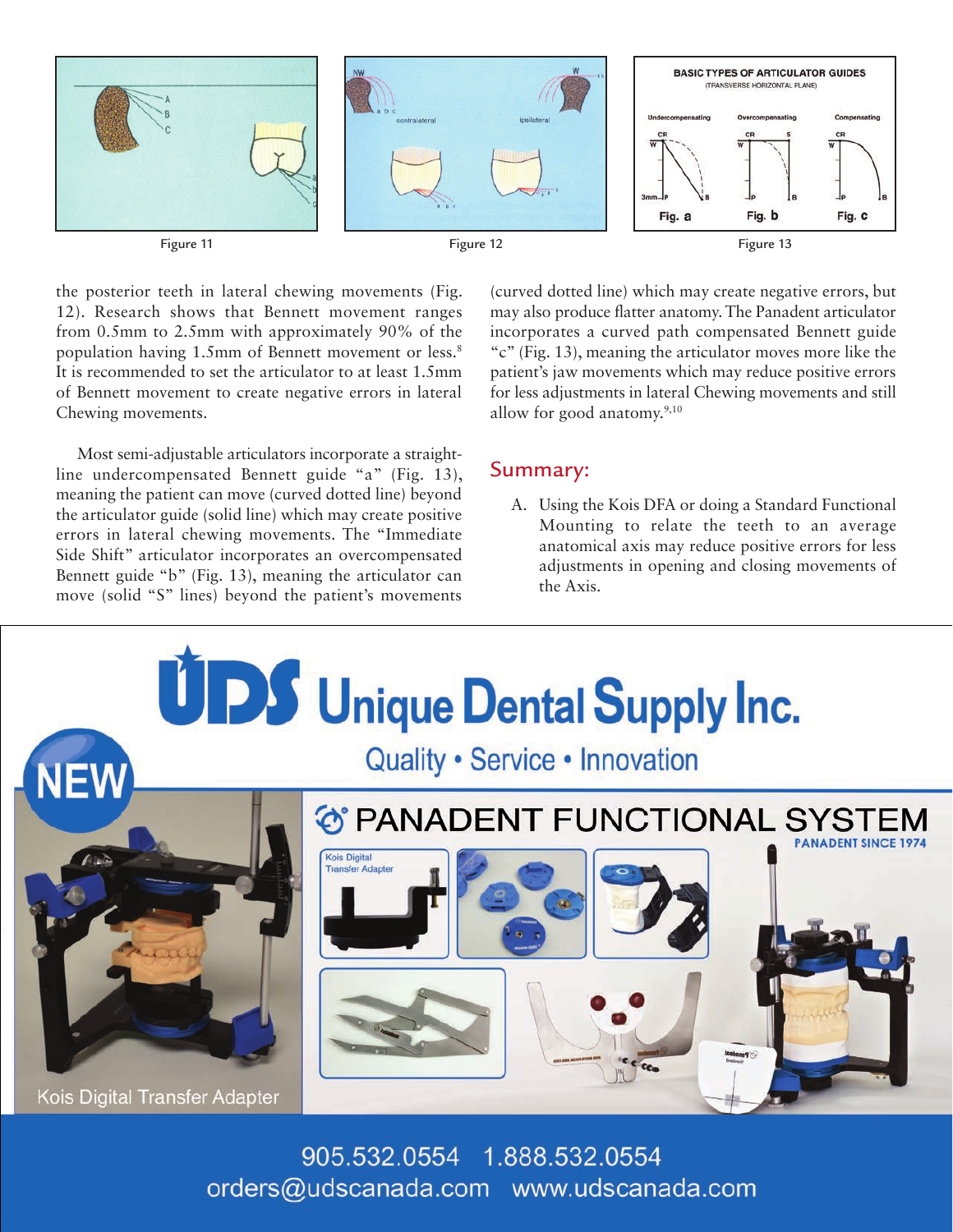Figure 11

Figure 12

Figure 13

the posterior teeth in lateral chewing movements (Fig. 12). Research shows that Bennett movement ranges from 0.5mm to 2.5mm with approximately 90% of the population having 1.5mm of Bennett movement or less.[8] It is recommended to set the articulator to at least 1.5mm of Bennett movement to create negative errors in lateral Chewing movements.

Most semi-adjustable articulators incorporate a straight-line undercompensated Bennett guide "a" (Fig. 13), meaning the patient can move (curved dotted line) beyond the articulator guide (solid line) which may create positive errors in lateral chewing movements. The "Immediate Side Shift" articulator incorporates an overcompensated Bennett guide "b" (Fig. 13), meaning the articulator can move (solid "S" lines) beyond the patient's movements (curved dotted line) which may create negative errors, but may also produce flatter anatomy. The Panadent articulator incorporates a curved path compensated Bennett guide "c" (Fig. 13), meaning the articulator moves more like the patient's jaw movements which may reduce positive errors for less adjustments in lateral Chewing movements and still allow for good anatomy.[9,10]

## Summary:

A. Using the Kois DFA or doing a Standard Functional Mounting to relate the teeth to an average anatomical axis may reduce positive errors for less adjustments in opening and closing movements of the Axis.

UDS Unique Dental Supply Inc.

Quality • Service • Innovation

NEW

PANADENT FUNCTIONAL SYSTEM

PANADENT SINCE 1974

Kois Digital Transfer Adapter

Kois Digital Transfer Adapter

905.532.0554 1.888.532.0554

orders@udscanada.com www.udscanada.com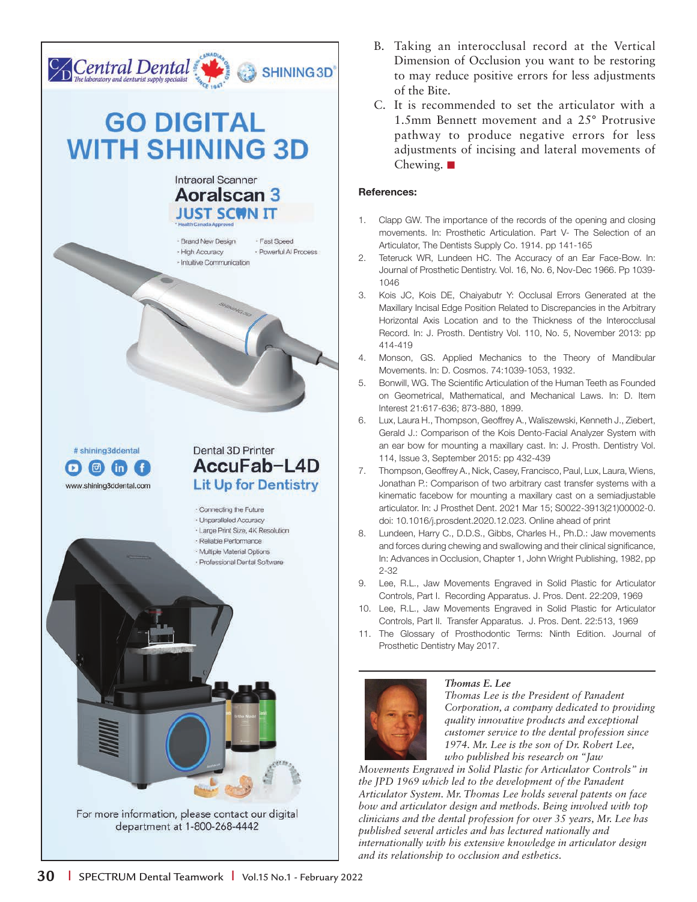Central Dental — The laboratory and denturist supply specialist — 100% Canadian Owned Since 1947

SHINING3D

# GO DIGITAL WITH SHINING 3D

Intraoral Scanner
**Aoralscan 3**
JUST SCAN IT
* Health Canada Approved

- Brand New Design
- High Accuracy
- Intuitive Communication
- Fast Speed
- Powerful AI Process

# shining3ddental

www.shining3ddental.com

Dental 3D Printer
**AccuFab-L4D**
Lit Up for Dentistry

- Connecting the Future
- Unparalleled Accuracy
- Large Print Size, 4K Resolution
- Reliable Performance
- Multiple Material Options
- Professional Dental Software

For more information, please contact our digital department at 1-800-268-4442

B. Taking an interocclusal record at the Vertical Dimension of Occlusion you want to be restoring to may reduce positive errors for less adjustments of the Bite.

C. It is recommended to set the articulator with a 1.5mm Bennett movement and a 25° Protrusive pathway to produce negative errors for less adjustments of incising and lateral movements of Chewing. ■

**References:**

1. Clapp GW. The importance of the records of the opening and closing movements. In: Prosthetic Articulation. Part V- The Selection of an Articulator, The Dentists Supply Co. 1914. pp 141-165
2. Teteruck WR, Lundeen HC. The Accuracy of an Ear Face-Bow. In: Journal of Prosthetic Dentistry. Vol. 16, No. 6, Nov-Dec 1966. Pp 1039-1046
3. Kois JC, Kois DE, Chaiyabutr Y: Occlusal Errors Generated at the Maxillary Incisal Edge Position Related to Discrepancies in the Arbitrary Horizontal Axis Location and to the Thickness of the Interocclusal Record. In: J. Prosth. Dentistry Vol. 110, No. 5, November 2013: pp 414-419
4. Monson, GS. Applied Mechanics to the Theory of Mandibular Movements. In: D. Cosmos. 74:1039-1053, 1932.
5. Bonwill, WG. The Scientific Articulation of the Human Teeth as Founded on Geometrical, Mathematical, and Mechanical Laws. In: D. Item Interest 21:617-636; 873-880, 1899.
6. Lux, Laura H., Thompson, Geoffrey A., Waliszewski, Kenneth J., Ziebert, Gerald J.: Comparison of the Kois Dento-Facial Analyzer System with an ear bow for mounting a maxillary cast. In: J. Prosth. Dentistry Vol. 114, Issue 3, September 2015: pp 432-439
7. Thompson, Geoffrey A., Nick, Casey, Francisco, Paul, Lux, Laura, Wiens, Jonathan P.: Comparison of two arbitrary cast transfer systems with a kinematic facebow for mounting a maxillary cast on a semiadjustable articulator. In: J Prosthet Dent. 2021 Mar 15; S0022-3913(21)00002-0. doi: 10.1016/j.prosdent.2020.12.023. Online ahead of print
8. Lundeen, Harry C., D.D.S., Gibbs, Charles H., Ph.D.: Jaw movements and forces during chewing and swallowing and their clinical significance, In: Advances in Occlusion, Chapter 1, John Wright Publishing, 1982, pp 2-32
9. Lee, R.L., Jaw Movements Engraved in Solid Plastic for Articulator Controls, Part I. Recording Apparatus. J. Pros. Dent. 22:209, 1969
10. Lee, R.L., Jaw Movements Engraved in Solid Plastic for Articulator Controls, Part II. Transfer Apparatus. J. Pros. Dent. 22:513, 1969
11. The Glossary of Prosthodontic Terms: Ninth Edition. Journal of Prosthetic Dentistry May 2017.

***Thomas E. Lee***

*Thomas Lee is the President of Panadent Corporation, a company dedicated to providing quality innovative products and exceptional customer service to the dental profession since 1974. Mr. Lee is the son of Dr. Robert Lee, who published his research on "Jaw Movements Engraved in Solid Plastic for Articulator Controls" in the JPD 1969 which led to the development of the Panadent Articulator System. Mr. Thomas Lee holds several patents on face bow and articulator design and methods. Being involved with top clinicians and the dental profession for over 35 years, Mr. Lee has published several articles and has lectured nationally and internationally with his extensive knowledge in articulator design and its relationship to occlusion and esthetics.*